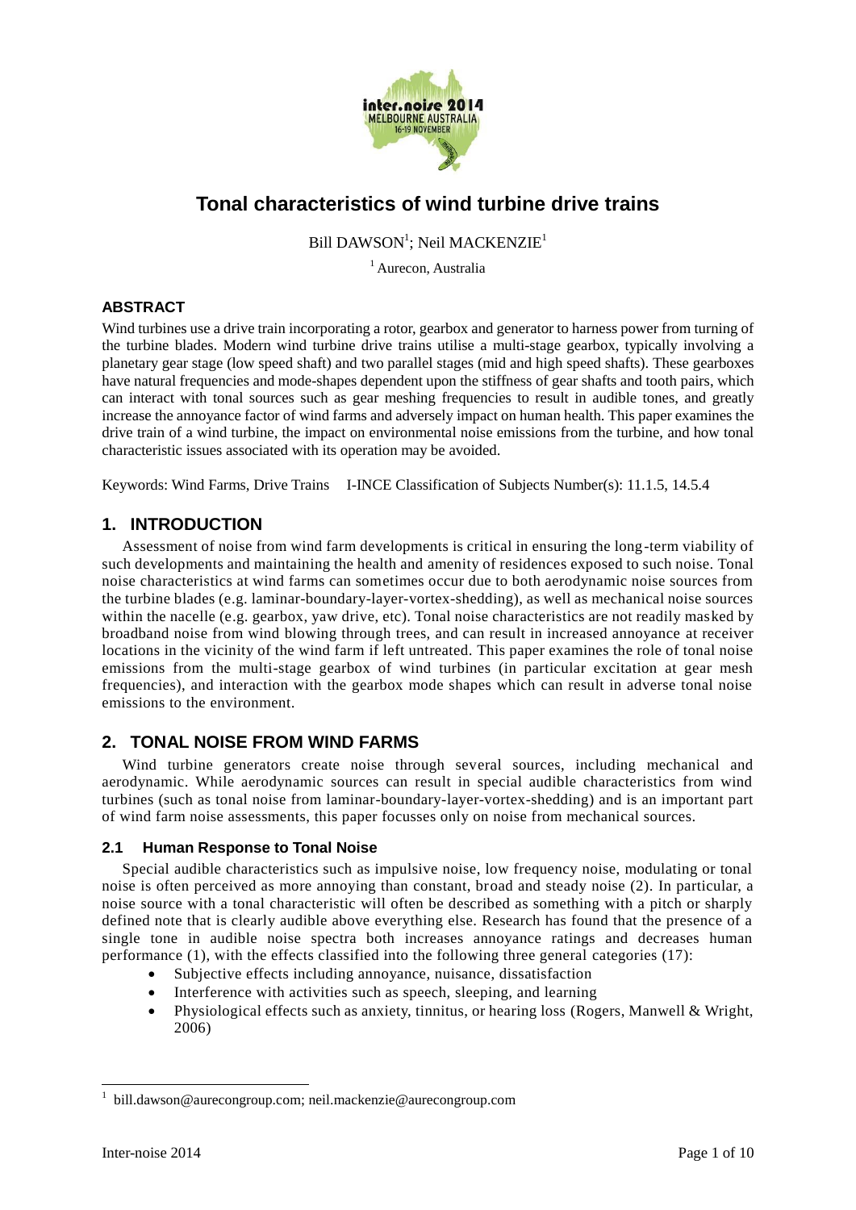# Tonal characteristics of wind turbine drive trains

Bill DAWSON[1]; Neil MACKENZIE[1]

[1] Aurecon, Australia

## ABSTRACT

Wind turbines use a drive train incorporating a rotor, gearbox and generator to harness power from turning of the turbine blades. Modern wind turbine drive trains utilise a multi-stage gearbox, typically involving a planetary gear stage (low speed shaft) and two parallel stages (mid and high speed shafts). These gearboxes have natural frequencies and mode-shapes dependent upon the stiffness of gear shafts and tooth pairs, which can interact with tonal sources such as gear meshing frequencies to result in audible tones, and greatly increase the annoyance factor of wind farms and adversely impact on human health. This paper examines the drive train of a wind turbine, the impact on environmental noise emissions from the turbine, and how tonal characteristic issues associated with its operation may be avoided.

Keywords: Wind Farms, Drive Trains    I-INCE Classification of Subjects Number(s): 11.1.5, 14.5.4

## 1. INTRODUCTION

Assessment of noise from wind farm developments is critical in ensuring the long-term viability of such developments and maintaining the health and amenity of residences exposed to such noise. Tonal noise characteristics at wind farms can sometimes occur due to both aerodynamic noise sources from the turbine blades (e.g. laminar-boundary-layer-vortex-shedding), as well as mechanical noise sources within the nacelle (e.g. gearbox, yaw drive, etc). Tonal noise characteristics are not readily masked by broadband noise from wind blowing through trees, and can result in increased annoyance at receiver locations in the vicinity of the wind farm if left untreated. This paper examines the role of tonal noise emissions from the multi-stage gearbox of wind turbines (in particular excitation at gear mesh frequencies), and interaction with the gearbox mode shapes which can result in adverse tonal noise emissions to the environment.

## 2. TONAL NOISE FROM WIND FARMS

Wind turbine generators create noise through several sources, including mechanical and aerodynamic. While aerodynamic sources can result in special audible characteristics from wind turbines (such as tonal noise from laminar-boundary-layer-vortex-shedding) and is an important part of wind farm noise assessments, this paper focusses only on noise from mechanical sources.

### 2.1 Human Response to Tonal Noise

Special audible characteristics such as impulsive noise, low frequency noise, modulating or tonal noise is often perceived as more annoying than constant, broad and steady noise (2). In particular, a noise source with a tonal characteristic will often be described as something with a pitch or sharply defined note that is clearly audible above everything else. Research has found that the presence of a single tone in audible noise spectra both increases annoyance ratings and decreases human performance (1), with the effects classified into the following three general categories (17):

- Subjective effects including annoyance, nuisance, dissatisfaction
- Interference with activities such as speech, sleeping, and learning
- Physiological effects such as anxiety, tinnitus, or hearing loss (Rogers, Manwell & Wright, 2006)

---

[1] bill.dawson@aurecongroup.com; neil.mackenzie@aurecongroup.com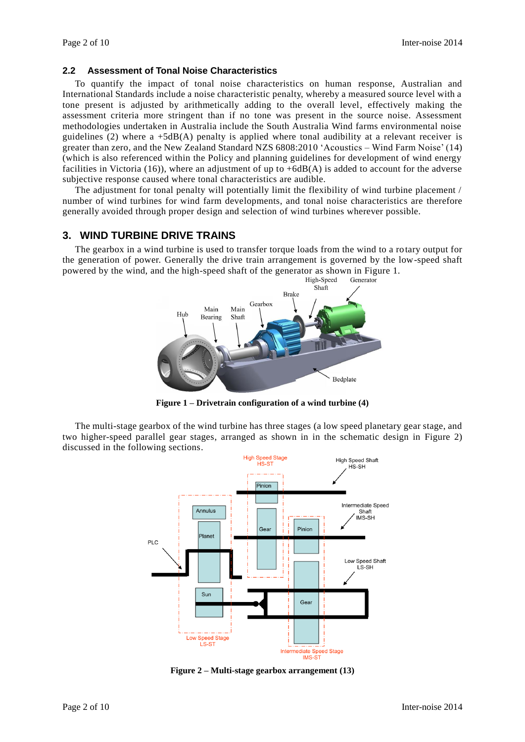## 2.2 Assessment of Tonal Noise Characteristics

To quantify the impact of tonal noise characteristics on human response, Australian and International Standards include a noise characteristic penalty, whereby a measured source level with a tone present is adjusted by arithmetically adding to the overall level, effectively making the assessment criteria more stringent than if no tone was present in the source noise. Assessment methodologies undertaken in Australia include the South Australia Wind farms environmental noise guidelines (2) where a +5dB(A) penalty is applied where tonal audibility at a relevant receiver is greater than zero, and the New Zealand Standard NZS 6808:2010 'Acoustics – Wind Farm Noise' (14) (which is also referenced within the Policy and planning guidelines for development of wind energy facilities in Victoria (16)), where an adjustment of up to +6dB(A) is added to account for the adverse subjective response caused where tonal characteristics are audible.

The adjustment for tonal penalty will potentially limit the flexibility of wind turbine placement / number of wind turbines for wind farm developments, and tonal noise characteristics are therefore generally avoided through proper design and selection of wind turbines wherever possible.

# 3. WIND TURBINE DRIVE TRAINS

The gearbox in a wind turbine is used to transfer torque loads from the wind to a rotary output for the generation of power. Generally the drive train arrangement is governed by the low-speed shaft powered by the wind, and the high-speed shaft of the generator as shown in Figure 1.

**Figure 1 – Drivetrain configuration of a wind turbine (4)**

The multi-stage gearbox of the wind turbine has three stages (a low speed planetary gear stage, and two higher-speed parallel gear stages, arranged as shown in in the schematic design in Figure 2) discussed in the following sections.

**Figure 2 – Multi-stage gearbox arrangement (13)**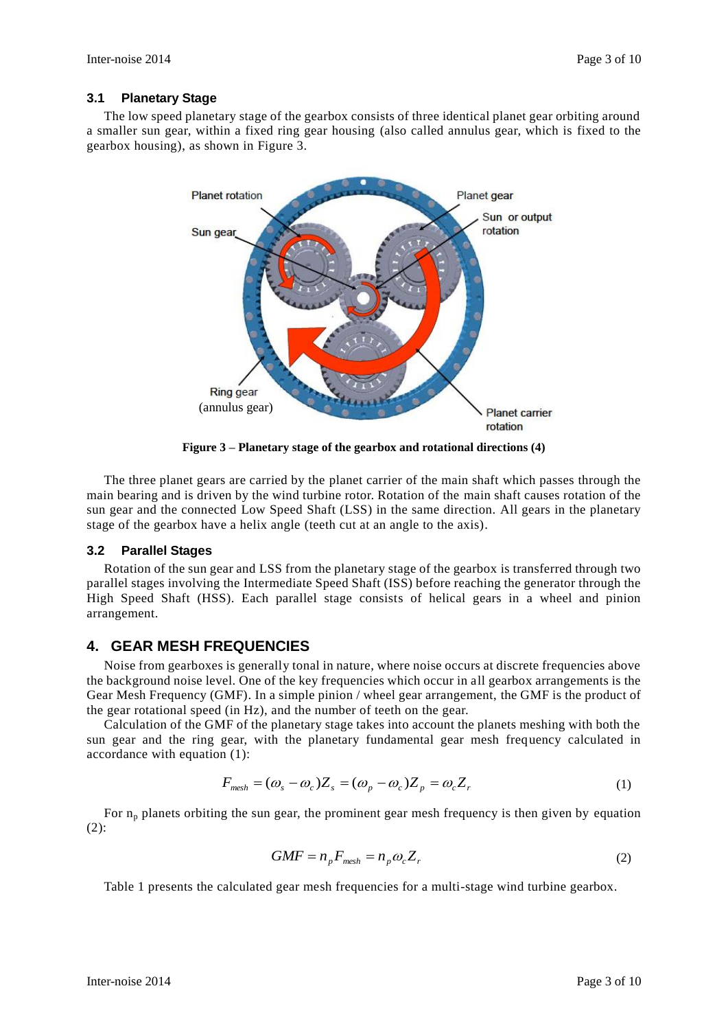### 3.1 Planetary Stage

The low speed planetary stage of the gearbox consists of three identical planet gear orbiting around a smaller sun gear, within a fixed ring gear housing (also called annulus gear, which is fixed to the gearbox housing), as shown in Figure 3.

**Figure 3 – Planetary stage of the gearbox and rotational directions (4)**

The three planet gears are carried by the planet carrier of the main shaft which passes through the main bearing and is driven by the wind turbine rotor. Rotation of the main shaft causes rotation of the sun gear and the connected Low Speed Shaft (LSS) in the same direction. All gears in the planetary stage of the gearbox have a helix angle (teeth cut at an angle to the axis).

### 3.2 Parallel Stages

Rotation of the sun gear and LSS from the planetary stage of the gearbox is transferred through two parallel stages involving the Intermediate Speed Shaft (ISS) before reaching the generator through the High Speed Shaft (HSS). Each parallel stage consists of helical gears in a wheel and pinion arrangement.

## 4. GEAR MESH FREQUENCIES

Noise from gearboxes is generally tonal in nature, where noise occurs at discrete frequencies above the background noise level. One of the key frequencies which occur in all gearbox arrangements is the Gear Mesh Frequency (GMF). In a simple pinion / wheel gear arrangement, the GMF is the product of the gear rotational speed (in Hz), and the number of teeth on the gear.

Calculation of the GMF of the planetary stage takes into account the planets meshing with both the sun gear and the ring gear, with the planetary fundamental gear mesh frequency calculated in accordance with equation (1):

$$F_{mesh} = (\omega_s - \omega_c)Z_s = (\omega_p - \omega_c)Z_p = \omega_c Z_r \tag{1}$$

For $n_p$ planets orbiting the sun gear, the prominent gear mesh frequency is then given by equation (2):

$$GMF = n_p F_{mesh} = n_p \omega_c Z_r \tag{2}$$

Table 1 presents the calculated gear mesh frequencies for a multi-stage wind turbine gearbox.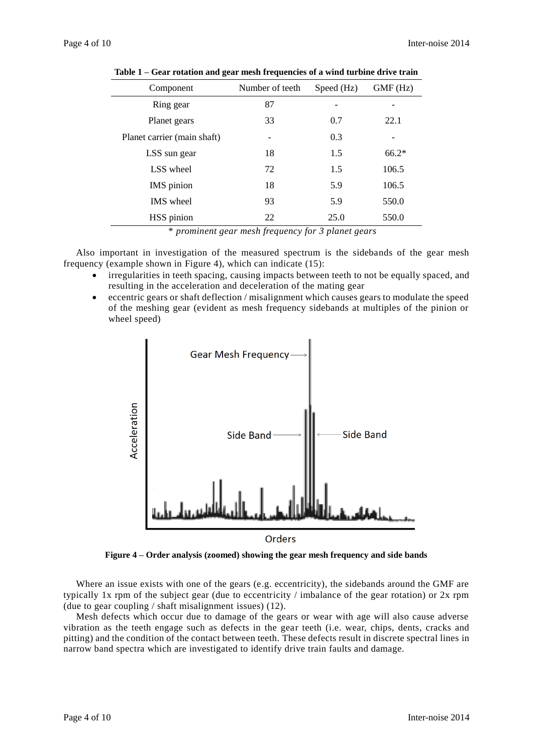**Table 1 – Gear rotation and gear mesh frequencies of a wind turbine drive train**

| Component | Number of teeth | Speed (Hz) | GMF (Hz) |
|---|---|---|---|
| Ring gear | 87 | - | - |
| Planet gears | 33 | 0.7 | 22.1 |
| Planet carrier (main shaft) | - | 0.3 | - |
| LSS sun gear | 18 | 1.5 | 66.2* |
| LSS wheel | 72 | 1.5 | 106.5 |
| IMS pinion | 18 | 5.9 | 106.5 |
| IMS wheel | 93 | 5.9 | 550.0 |
| HSS pinion | 22 | 25.0 | 550.0 |

\* *prominent gear mesh frequency for 3 planet gears*

Also important in investigation of the measured spectrum is the sidebands of the gear mesh frequency (example shown in Figure 4), which can indicate (15):

- irregularities in teeth spacing, causing impacts between teeth to not be equally spaced, and resulting in the acceleration and deceleration of the mating gear
- eccentric gears or shaft deflection / misalignment which causes gears to modulate the speed of the meshing gear (evident as mesh frequency sidebands at multiples of the pinion or wheel speed)

**Figure 4 – Order analysis (zoomed) showing the gear mesh frequency and side bands**

Where an issue exists with one of the gears (e.g. eccentricity), the sidebands around the GMF are typically 1x rpm of the subject gear (due to eccentricity / imbalance of the gear rotation) or 2x rpm (due to gear coupling / shaft misalignment issues) (12).

Mesh defects which occur due to damage of the gears or wear with age will also cause adverse vibration as the teeth engage such as defects in the gear teeth (i.e. wear, chips, dents, cracks and pitting) and the condition of the contact between teeth. These defects result in discrete spectral lines in narrow band spectra which are investigated to identify drive train faults and damage.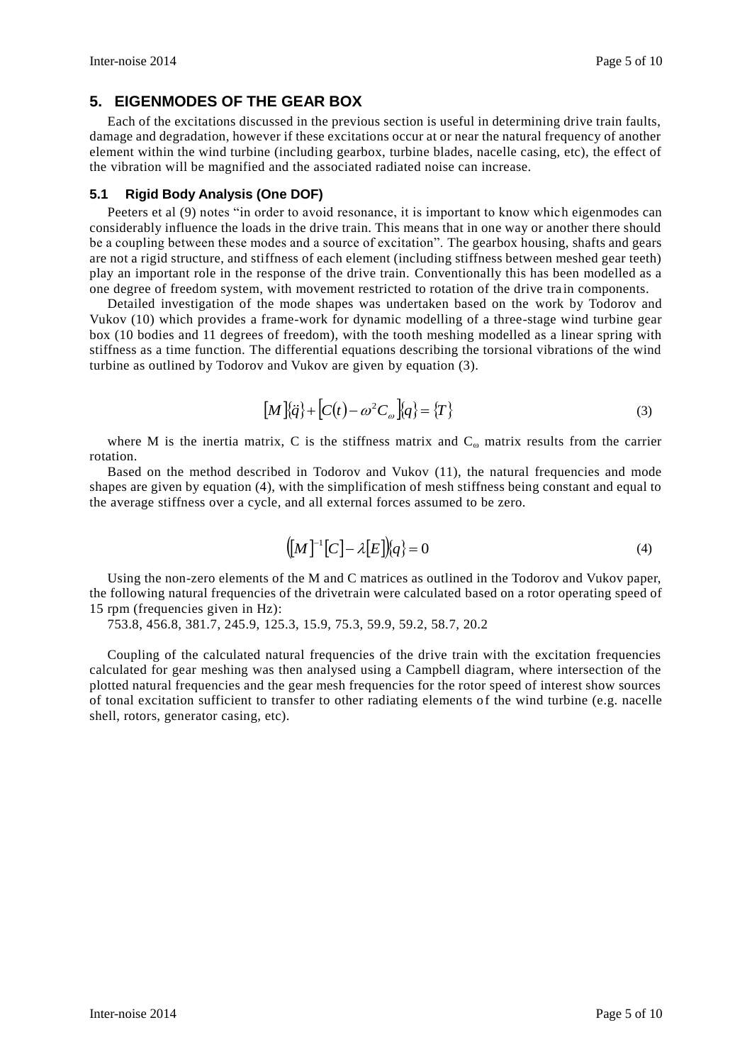## 5. EIGENMODES OF THE GEAR BOX

Each of the excitations discussed in the previous section is useful in determining drive train faults, damage and degradation, however if these excitations occur at or near the natural frequency of another element within the wind turbine (including gearbox, turbine blades, nacelle casing, etc), the effect of the vibration will be magnified and the associated radiated noise can increase.

### 5.1 Rigid Body Analysis (One DOF)

Peeters et al (9) notes "in order to avoid resonance, it is important to know which eigenmodes can considerably influence the loads in the drive train. This means that in one way or another there should be a coupling between these modes and a source of excitation". The gearbox housing, shafts and gears are not a rigid structure, and stiffness of each element (including stiffness between meshed gear teeth) play an important role in the response of the drive train. Conventionally this has been modelled as a one degree of freedom system, with movement restricted to rotation of the drive train components.

Detailed investigation of the mode shapes was undertaken based on the work by Todorov and Vukov (10) which provides a frame-work for dynamic modelling of a three-stage wind turbine gear box (10 bodies and 11 degrees of freedom), with the tooth meshing modelled as a linear spring with stiffness as a time function. The differential equations describing the torsional vibrations of the wind turbine as outlined by Todorov and Vukov are given by equation (3).

$$[M]\{\ddot{q}\} + \left[C(t) - \omega^2 C_\omega\right]\{q\} = \{T\} \tag{3}$$

where M is the inertia matrix, C is the stiffness matrix and $C_\omega$ matrix results from the carrier rotation.

Based on the method described in Todorov and Vukov (11), the natural frequencies and mode shapes are given by equation (4), with the simplification of mesh stiffness being constant and equal to the average stiffness over a cycle, and all external forces assumed to be zero.

$$\left([M]^{-1}[C] - \lambda[E]\right)\{q\} = 0 \tag{4}$$

Using the non-zero elements of the M and C matrices as outlined in the Todorov and Vukov paper, the following natural frequencies of the drivetrain were calculated based on a rotor operating speed of 15 rpm (frequencies given in Hz):

753.8, 456.8, 381.7, 245.9, 125.3, 15.9, 75.3, 59.9, 59.2, 58.7, 20.2

Coupling of the calculated natural frequencies of the drive train with the excitation frequencies calculated for gear meshing was then analysed using a Campbell diagram, where intersection of the plotted natural frequencies and the gear mesh frequencies for the rotor speed of interest show sources of tonal excitation sufficient to transfer to other radiating elements of the wind turbine (e.g. nacelle shell, rotors, generator casing, etc).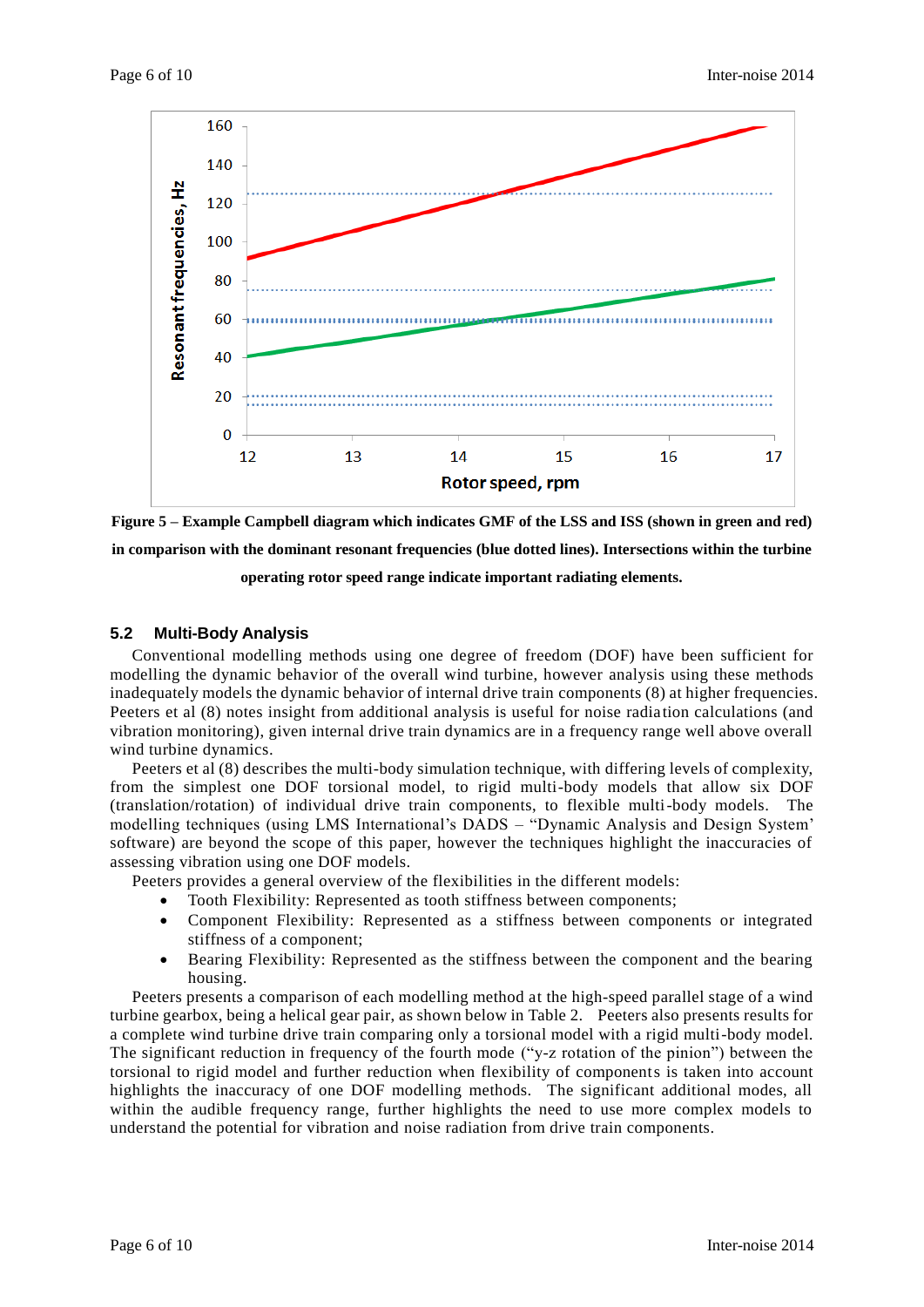Figure 5 – Example Campbell diagram which indicates GMF of the LSS and ISS (shown in green and red) in comparison with the dominant resonant frequencies (blue dotted lines). Intersections within the turbine operating rotor speed range indicate important radiating elements.

### 5.2 Multi-Body Analysis

Conventional modelling methods using one degree of freedom (DOF) have been sufficient for modelling the dynamic behavior of the overall wind turbine, however analysis using these methods inadequately models the dynamic behavior of internal drive train components (8) at higher frequencies. Peeters et al (8) notes insight from additional analysis is useful for noise radiation calculations (and vibration monitoring), given internal drive train dynamics are in a frequency range well above overall wind turbine dynamics.

Peeters et al (8) describes the multi-body simulation technique, with differing levels of complexity, from the simplest one DOF torsional model, to rigid multi-body models that allow six DOF (translation/rotation) of individual drive train components, to flexible multi-body models. The modelling techniques (using LMS International's DADS – "Dynamic Analysis and Design System' software) are beyond the scope of this paper, however the techniques highlight the inaccuracies of assessing vibration using one DOF models.

Peeters provides a general overview of the flexibilities in the different models:

- Tooth Flexibility: Represented as tooth stiffness between components;
- Component Flexibility: Represented as a stiffness between components or integrated stiffness of a component;
- Bearing Flexibility: Represented as the stiffness between the component and the bearing housing.

Peeters presents a comparison of each modelling method at the high-speed parallel stage of a wind turbine gearbox, being a helical gear pair, as shown below in Table 2. Peeters also presents results for a complete wind turbine drive train comparing only a torsional model with a rigid multi-body model. The significant reduction in frequency of the fourth mode ("y-z rotation of the pinion") between the torsional to rigid model and further reduction when flexibility of components is taken into account highlights the inaccuracy of one DOF modelling methods. The significant additional modes, all within the audible frequency range, further highlights the need to use more complex models to understand the potential for vibration and noise radiation from drive train components.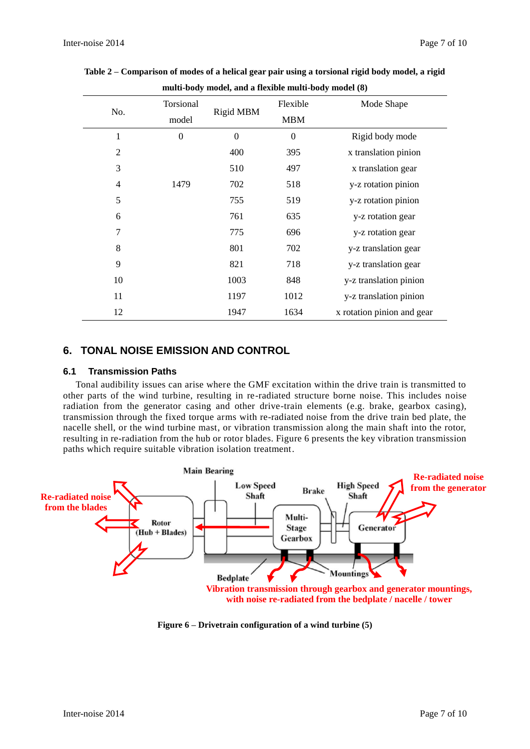**Table 2 – Comparison of modes of a helical gear pair using a torsional rigid body model, a rigid multi-body model, and a flexible multi-body model (8)**

| No. | Torsional model | Rigid MBM | Flexible MBM | Mode Shape |
|---|---|---|---|---|
| 1 | 0 | 0 | 0 | Rigid body mode |
| 2 | | 400 | 395 | x translation pinion |
| 3 | | 510 | 497 | x translation gear |
| 4 | 1479 | 702 | 518 | y-z rotation pinion |
| 5 | | 755 | 519 | y-z rotation pinion |
| 6 | | 761 | 635 | y-z rotation gear |
| 7 | | 775 | 696 | y-z rotation gear |
| 8 | | 801 | 702 | y-z translation gear |
| 9 | | 821 | 718 | y-z translation gear |
| 10 | | 1003 | 848 | y-z translation pinion |
| 11 | | 1197 | 1012 | y-z translation pinion |
| 12 | | 1947 | 1634 | x rotation pinion and gear |

## 6. TONAL NOISE EMISSION AND CONTROL

### 6.1 Transmission Paths

Tonal audibility issues can arise where the GMF excitation within the drive train is transmitted to other parts of the wind turbine, resulting in re-radiated structure borne noise. This includes noise radiation from the generator casing and other drive-train elements (e.g. brake, gearbox casing), transmission through the fixed torque arms with re-radiated noise from the drive train bed plate, the nacelle shell, or the wind turbine mast, or vibration transmission along the main shaft into the rotor, resulting in re-radiation from the hub or rotor blades. Figure 6 presents the key vibration transmission paths which require suitable vibration isolation treatment.

**Figure 6 – Drivetrain configuration of a wind turbine (5)**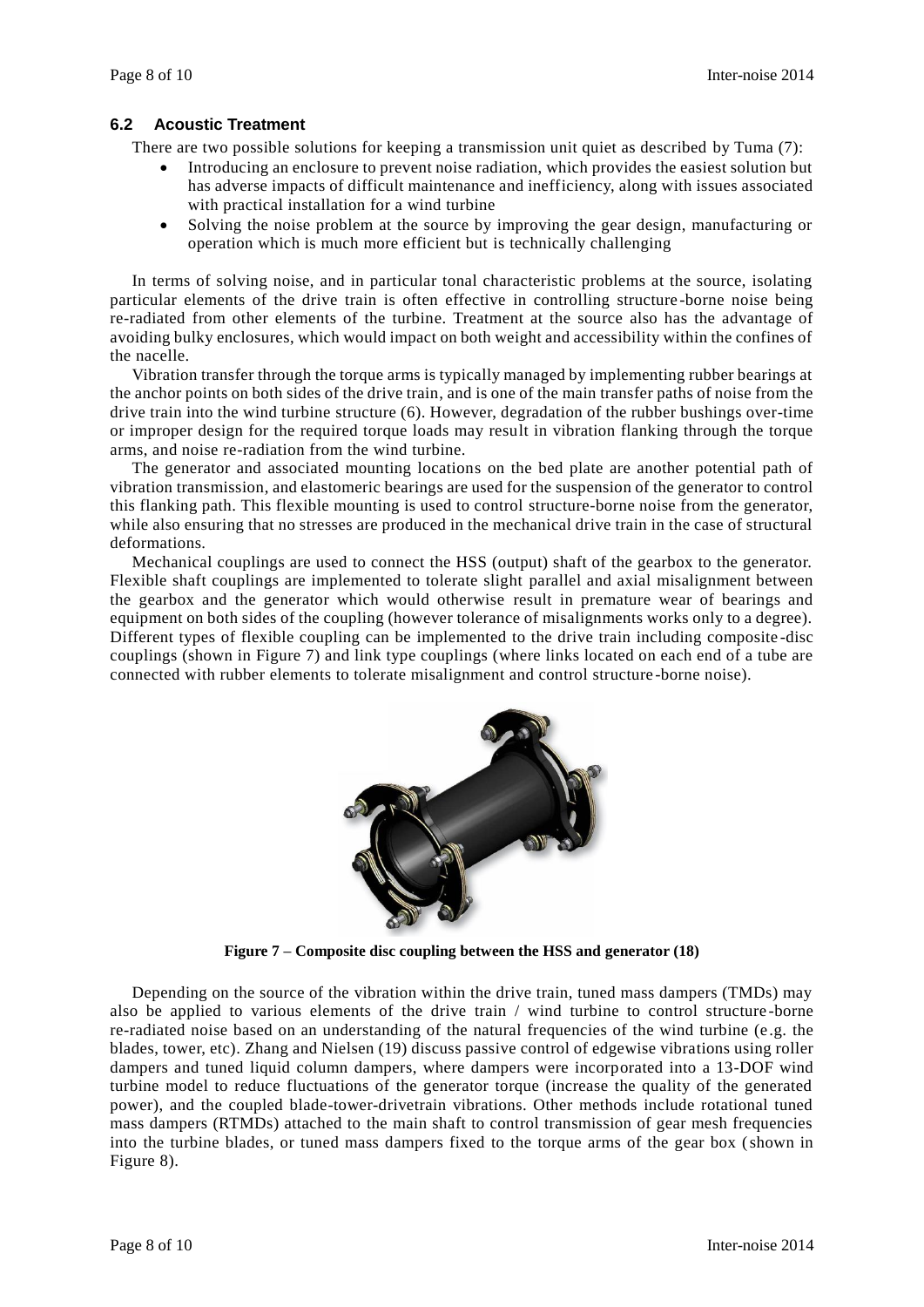### 6.2 Acoustic Treatment

There are two possible solutions for keeping a transmission unit quiet as described by Tuma (7):

- Introducing an enclosure to prevent noise radiation, which provides the easiest solution but has adverse impacts of difficult maintenance and inefficiency, along with issues associated with practical installation for a wind turbine
- Solving the noise problem at the source by improving the gear design, manufacturing or operation which is much more efficient but is technically challenging

In terms of solving noise, and in particular tonal characteristic problems at the source, isolating particular elements of the drive train is often effective in controlling structure-borne noise being re-radiated from other elements of the turbine. Treatment at the source also has the advantage of avoiding bulky enclosures, which would impact on both weight and accessibility within the confines of the nacelle.

Vibration transfer through the torque arms is typically managed by implementing rubber bearings at the anchor points on both sides of the drive train, and is one of the main transfer paths of noise from the drive train into the wind turbine structure (6). However, degradation of the rubber bushings over-time or improper design for the required torque loads may result in vibration flanking through the torque arms, and noise re-radiation from the wind turbine.

The generator and associated mounting locations on the bed plate are another potential path of vibration transmission, and elastomeric bearings are used for the suspension of the generator to control this flanking path. This flexible mounting is used to control structure-borne noise from the generator, while also ensuring that no stresses are produced in the mechanical drive train in the case of structural deformations.

Mechanical couplings are used to connect the HSS (output) shaft of the gearbox to the generator. Flexible shaft couplings are implemented to tolerate slight parallel and axial misalignment between the gearbox and the generator which would otherwise result in premature wear of bearings and equipment on both sides of the coupling (however tolerance of misalignments works only to a degree). Different types of flexible coupling can be implemented to the drive train including composite-disc couplings (shown in Figure 7) and link type couplings (where links located on each end of a tube are connected with rubber elements to tolerate misalignment and control structure-borne noise).

**Figure 7 – Composite disc coupling between the HSS and generator (18)**

Depending on the source of the vibration within the drive train, tuned mass dampers (TMDs) may also be applied to various elements of the drive train / wind turbine to control structure-borne re-radiated noise based on an understanding of the natural frequencies of the wind turbine (e.g. the blades, tower, etc). Zhang and Nielsen (19) discuss passive control of edgewise vibrations using roller dampers and tuned liquid column dampers, where dampers were incorporated into a 13-DOF wind turbine model to reduce fluctuations of the generator torque (increase the quality of the generated power), and the coupled blade-tower-drivetrain vibrations. Other methods include rotational tuned mass dampers (RTMDs) attached to the main shaft to control transmission of gear mesh frequencies into the turbine blades, or tuned mass dampers fixed to the torque arms of the gear box (shown in Figure 8).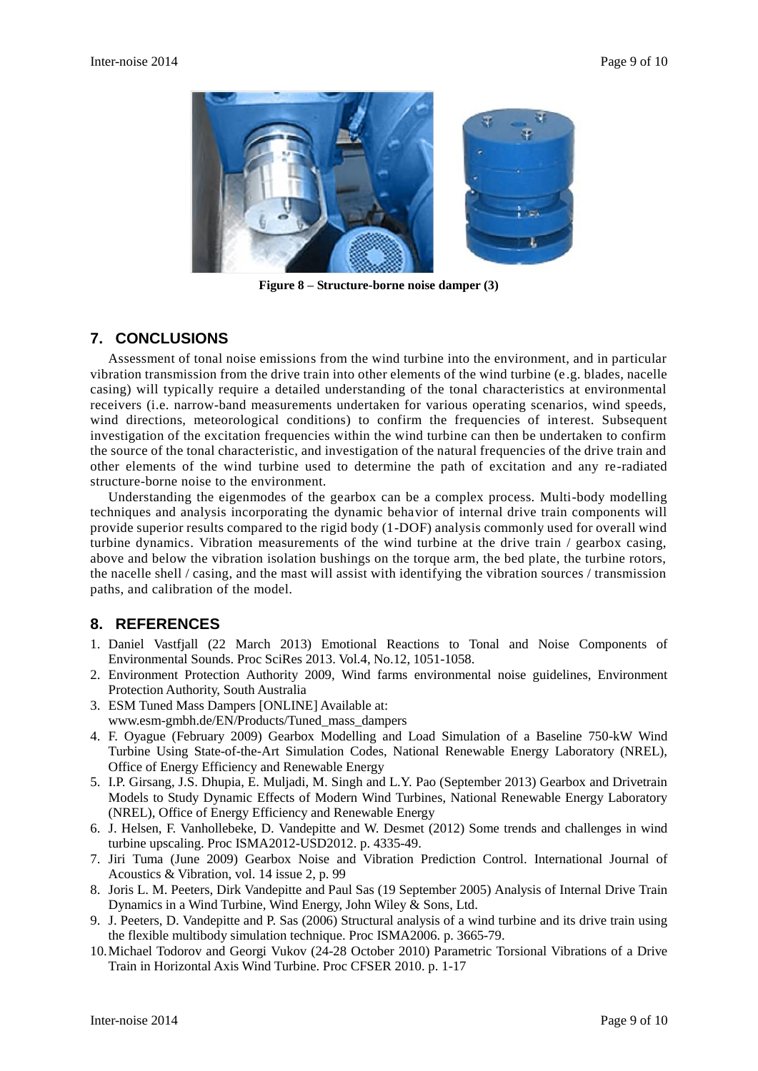Figure 8 – Structure-borne noise damper (3)

## 7. CONCLUSIONS

Assessment of tonal noise emissions from the wind turbine into the environment, and in particular vibration transmission from the drive train into other elements of the wind turbine (e.g. blades, nacelle casing) will typically require a detailed understanding of the tonal characteristics at environmental receivers (i.e. narrow-band measurements undertaken for various operating scenarios, wind speeds, wind directions, meteorological conditions) to confirm the frequencies of interest. Subsequent investigation of the excitation frequencies within the wind turbine can then be undertaken to confirm the source of the tonal characteristic, and investigation of the natural frequencies of the drive train and other elements of the wind turbine used to determine the path of excitation and any re-radiated structure-borne noise to the environment.

Understanding the eigenmodes of the gearbox can be a complex process. Multi-body modelling techniques and analysis incorporating the dynamic behavior of internal drive train components will provide superior results compared to the rigid body (1-DOF) analysis commonly used for overall wind turbine dynamics. Vibration measurements of the wind turbine at the drive train / gearbox casing, above and below the vibration isolation bushings on the torque arm, the bed plate, the turbine rotors, the nacelle shell / casing, and the mast will assist with identifying the vibration sources / transmission paths, and calibration of the model.

## 8. REFERENCES

1. Daniel Vastfjall (22 March 2013) Emotional Reactions to Tonal and Noise Components of Environmental Sounds. Proc SciRes 2013. Vol.4, No.12, 1051-1058.
2. Environment Protection Authority 2009, Wind farms environmental noise guidelines, Environment Protection Authority, South Australia
3. ESM Tuned Mass Dampers [ONLINE] Available at: www.esm-gmbh.de/EN/Products/Tuned_mass_dampers
4. F. Oyague (February 2009) Gearbox Modelling and Load Simulation of a Baseline 750-kW Wind Turbine Using State-of-the-Art Simulation Codes, National Renewable Energy Laboratory (NREL), Office of Energy Efficiency and Renewable Energy
5. I.P. Girsang, J.S. Dhupia, E. Muljadi, M. Singh and L.Y. Pao (September 2013) Gearbox and Drivetrain Models to Study Dynamic Effects of Modern Wind Turbines, National Renewable Energy Laboratory (NREL), Office of Energy Efficiency and Renewable Energy
6. J. Helsen, F. Vanhollebeke, D. Vandepitte and W. Desmet (2012) Some trends and challenges in wind turbine upscaling. Proc ISMA2012-USD2012. p. 4335-49.
7. Jiri Tuma (June 2009) Gearbox Noise and Vibration Prediction Control. International Journal of Acoustics & Vibration, vol. 14 issue 2, p. 99
8. Joris L. M. Peeters, Dirk Vandepitte and Paul Sas (19 September 2005) Analysis of Internal Drive Train Dynamics in a Wind Turbine, Wind Energy, John Wiley & Sons, Ltd.
9. J. Peeters, D. Vandepitte and P. Sas (2006) Structural analysis of a wind turbine and its drive train using the flexible multibody simulation technique. Proc ISMA2006. p. 3665-79.
10. Michael Todorov and Georgi Vukov (24-28 October 2010) Parametric Torsional Vibrations of a Drive Train in Horizontal Axis Wind Turbine. Proc CFSER 2010. p. 1-17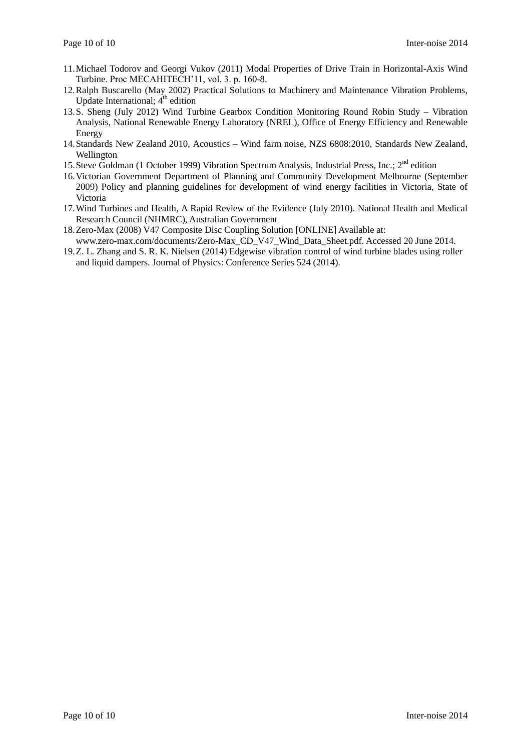11. Michael Todorov and Georgi Vukov (2011) Modal Properties of Drive Train in Horizontal-Axis Wind Turbine. Proc MECAHITECH'11, vol. 3. p. 160-8.
12. Ralph Buscarello (May 2002) Practical Solutions to Machinery and Maintenance Vibration Problems, Update International; 4th edition
13. S. Sheng (July 2012) Wind Turbine Gearbox Condition Monitoring Round Robin Study – Vibration Analysis, National Renewable Energy Laboratory (NREL), Office of Energy Efficiency and Renewable Energy
14. Standards New Zealand 2010, Acoustics – Wind farm noise, NZS 6808:2010, Standards New Zealand, Wellington
15. Steve Goldman (1 October 1999) Vibration Spectrum Analysis, Industrial Press, Inc.; 2nd edition
16. Victorian Government Department of Planning and Community Development Melbourne (September 2009) Policy and planning guidelines for development of wind energy facilities in Victoria, State of Victoria
17. Wind Turbines and Health, A Rapid Review of the Evidence (July 2010). National Health and Medical Research Council (NHMRC), Australian Government
18. Zero-Max (2008) V47 Composite Disc Coupling Solution [ONLINE] Available at: www.zero-max.com/documents/Zero-Max_CD_V47_Wind_Data_Sheet.pdf. Accessed 20 June 2014.
19. Z. L. Zhang and S. R. K. Nielsen (2014) Edgewise vibration control of wind turbine blades using roller and liquid dampers. Journal of Physics: Conference Series 524 (2014).